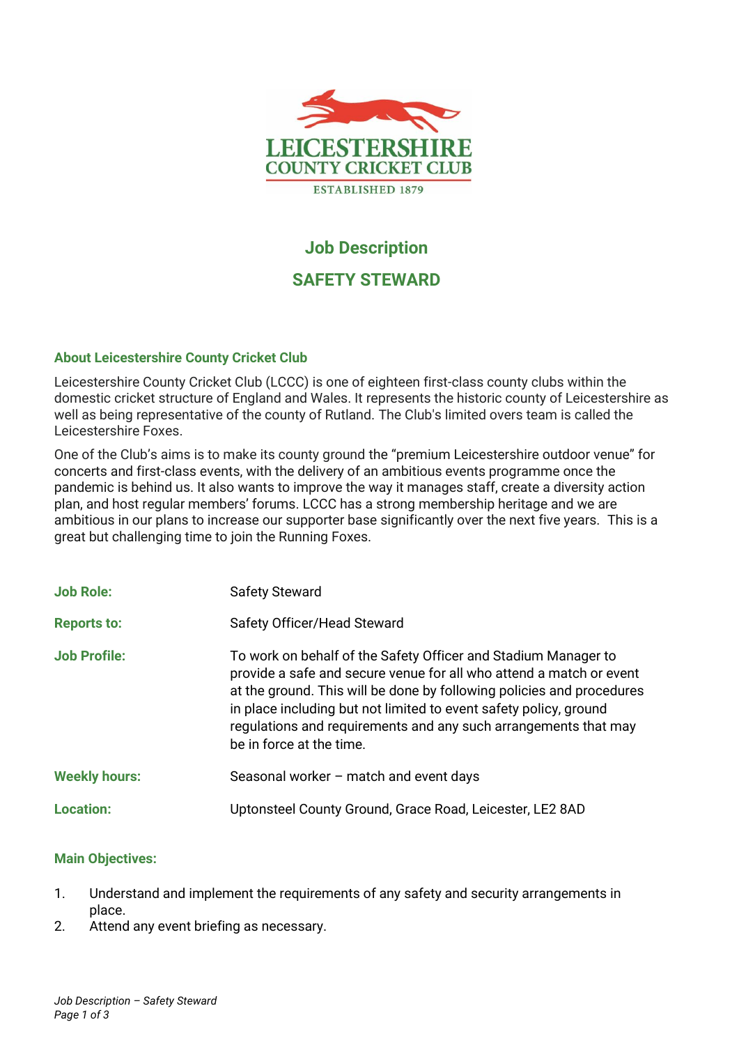LEICESTERSHIRE
COUNTY CRICKET CLUB
ESTABLISHED 1879

# Job Description

# SAFETY STEWARD

## About Leicestershire County Cricket Club

Leicestershire County Cricket Club (LCCC) is one of eighteen first-class county clubs within the domestic cricket structure of England and Wales. It represents the historic county of Leicestershire as well as being representative of the county of Rutland. The Club's limited overs team is called the Leicestershire Foxes.

One of the Club's aims is to make its county ground the "premium Leicestershire outdoor venue" for concerts and first-class events, with the delivery of an ambitious events programme once the pandemic is behind us. It also wants to improve the way it manages staff, create a diversity action plan, and host regular members' forums. LCCC has a strong membership heritage and we are ambitious in our plans to increase our supporter base significantly over the next five years. This is a great but challenging time to join the Running Foxes.

| | |
|---|---|
| **Job Role:** | Safety Steward |
| **Reports to:** | Safety Officer/Head Steward |
| **Job Profile:** | To work on behalf of the Safety Officer and Stadium Manager to provide a safe and secure venue for all who attend a match or event at the ground. This will be done by following policies and procedures in place including but not limited to event safety policy, ground regulations and requirements and any such arrangements that may be in force at the time. |
| **Weekly hours:** | Seasonal worker – match and event days |
| **Location:** | Uptonsteel County Ground, Grace Road, Leicester, LE2 8AD |

## Main Objectives:

1. Understand and implement the requirements of any safety and security arrangements in place.
2. Attend any event briefing as necessary.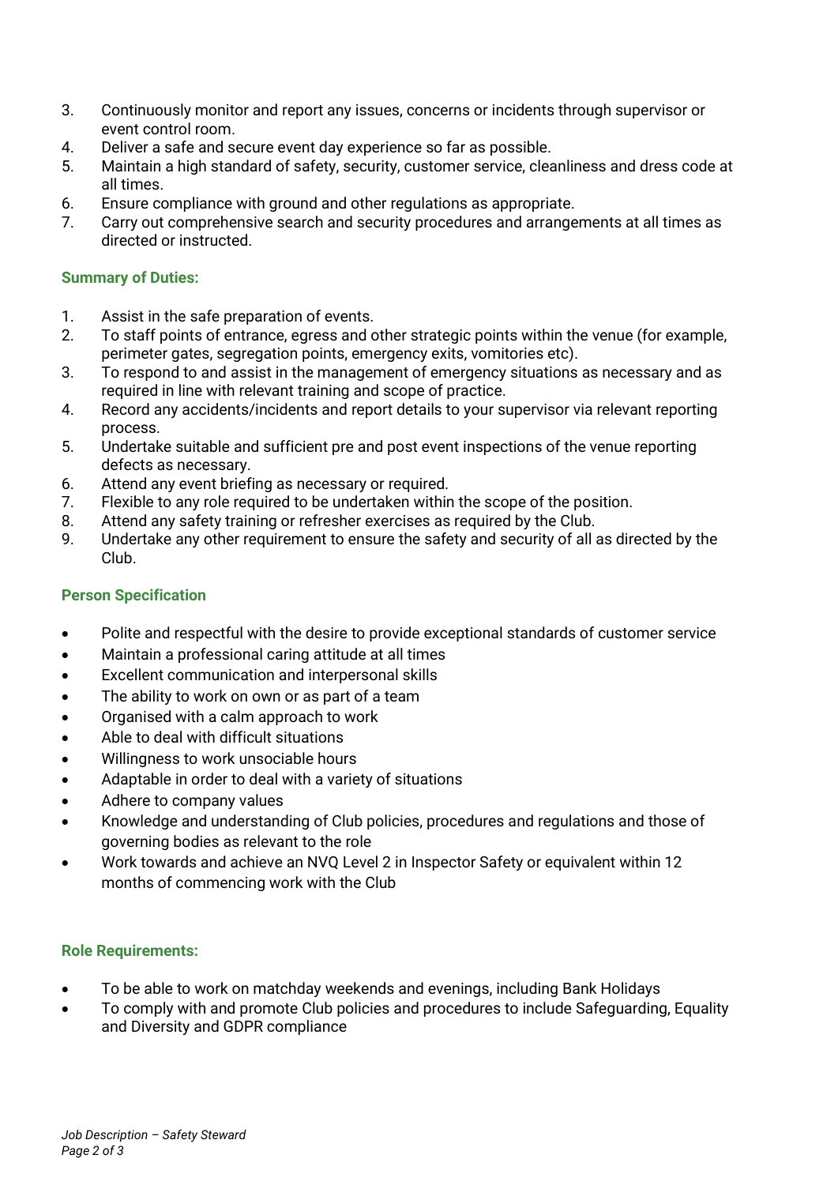3. Continuously monitor and report any issues, concerns or incidents through supervisor or event control room.
4. Deliver a safe and secure event day experience so far as possible.
5. Maintain a high standard of safety, security, customer service, cleanliness and dress code at all times.
6. Ensure compliance with ground and other regulations as appropriate.
7. Carry out comprehensive search and security procedures and arrangements at all times as directed or instructed.

### Summary of Duties:

1. Assist in the safe preparation of events.
2. To staff points of entrance, egress and other strategic points within the venue (for example, perimeter gates, segregation points, emergency exits, vomitories etc).
3. To respond to and assist in the management of emergency situations as necessary and as required in line with relevant training and scope of practice.
4. Record any accidents/incidents and report details to your supervisor via relevant reporting process.
5. Undertake suitable and sufficient pre and post event inspections of the venue reporting defects as necessary.
6. Attend any event briefing as necessary or required.
7. Flexible to any role required to be undertaken within the scope of the position.
8. Attend any safety training or refresher exercises as required by the Club.
9. Undertake any other requirement to ensure the safety and security of all as directed by the Club.

### Person Specification

- Polite and respectful with the desire to provide exceptional standards of customer service
- Maintain a professional caring attitude at all times
- Excellent communication and interpersonal skills
- The ability to work on own or as part of a team
- Organised with a calm approach to work
- Able to deal with difficult situations
- Willingness to work unsociable hours
- Adaptable in order to deal with a variety of situations
- Adhere to company values
- Knowledge and understanding of Club policies, procedures and regulations and those of governing bodies as relevant to the role
- Work towards and achieve an NVQ Level 2 in Inspector Safety or equivalent within 12 months of commencing work with the Club

### Role Requirements:

- To be able to work on matchday weekends and evenings, including Bank Holidays
- To comply with and promote Club policies and procedures to include Safeguarding, Equality and Diversity and GDPR compliance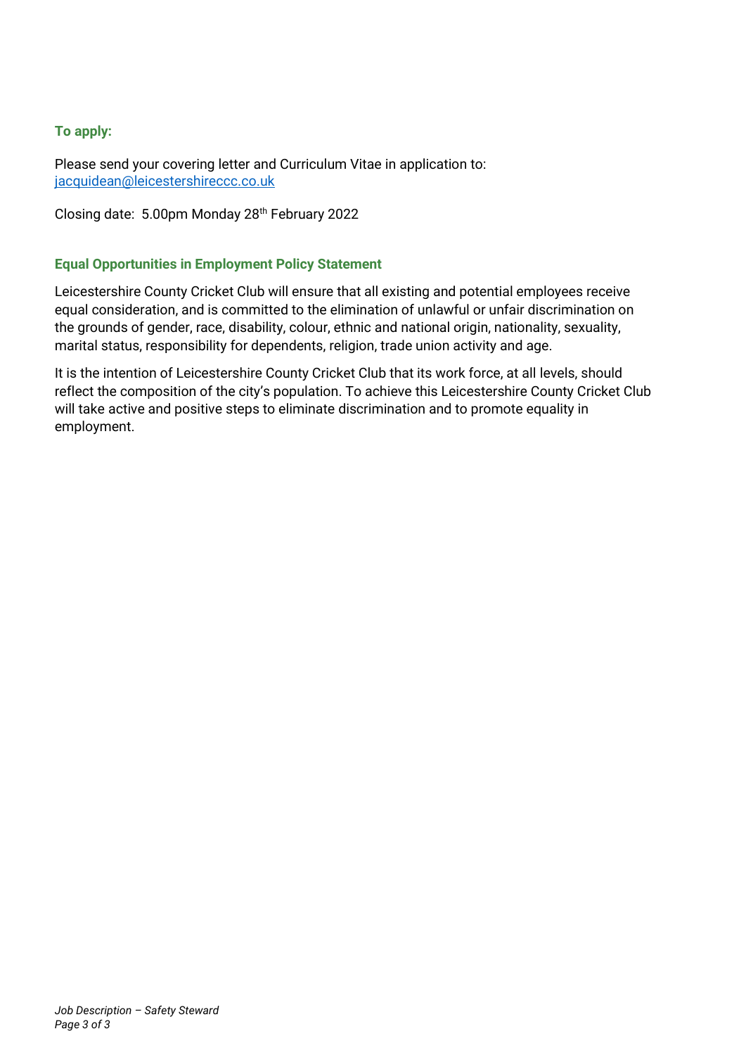### To apply:

Please send your covering letter and Curriculum Vitae in application to:
[jacquidean@leicestershireccc.co.uk](mailto:jacquidean@leicestershireccc.co.uk)

Closing date: 5.00pm Monday 28th February 2022

### Equal Opportunities in Employment Policy Statement

Leicestershire County Cricket Club will ensure that all existing and potential employees receive equal consideration, and is committed to the elimination of unlawful or unfair discrimination on the grounds of gender, race, disability, colour, ethnic and national origin, nationality, sexuality, marital status, responsibility for dependents, religion, trade union activity and age.

It is the intention of Leicestershire County Cricket Club that its work force, at all levels, should reflect the composition of the city's population. To achieve this Leicestershire County Cricket Club will take active and positive steps to eliminate discrimination and to promote equality in employment.